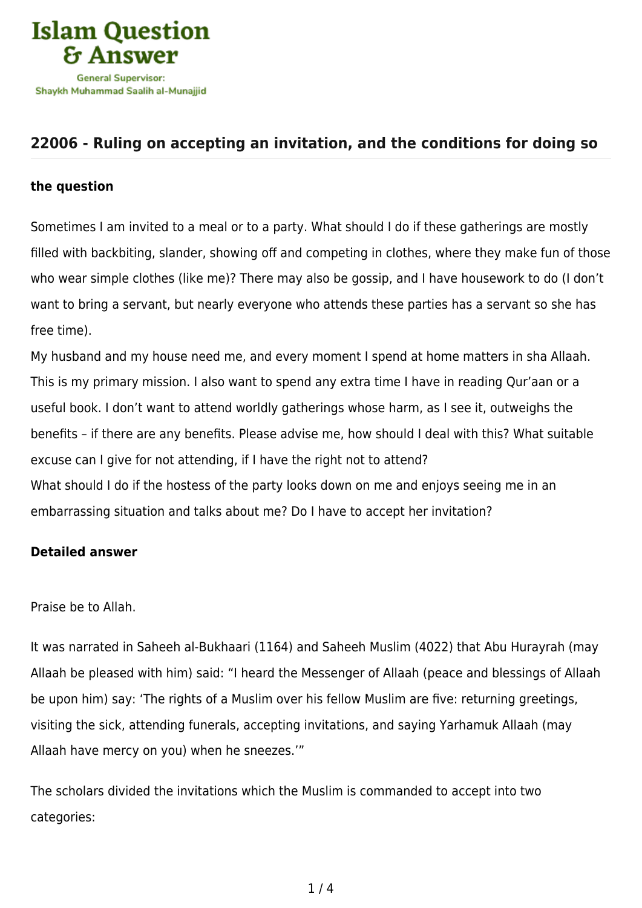Islam Question & Answer

General Supervisor: Shaykh Muhammad Saalih al-Munajjid

## 22006 - Ruling on accepting an invitation, and the conditions for doing so

### the question

Sometimes I am invited to a meal or to a party. What should I do if these gatherings are mostly filled with backbiting, slander, showing off and competing in clothes, where they make fun of those who wear simple clothes (like me)? There may also be gossip, and I have housework to do (I don't want to bring a servant, but nearly everyone who attends these parties has a servant so she has free time).

My husband and my house need me, and every moment I spend at home matters in sha Allaah. This is my primary mission. I also want to spend any extra time I have in reading Qur'aan or a useful book. I don't want to attend worldly gatherings whose harm, as I see it, outweighs the benefits – if there are any benefits. Please advise me, how should I deal with this? What suitable excuse can I give for not attending, if I have the right not to attend?

What should I do if the hostess of the party looks down on me and enjoys seeing me in an embarrassing situation and talks about me? Do I have to accept her invitation?

### Detailed answer

Praise be to Allah.

It was narrated in Saheeh al-Bukhaari (1164) and Saheeh Muslim (4022) that Abu Hurayrah (may Allaah be pleased with him) said: "I heard the Messenger of Allaah (peace and blessings of Allaah be upon him) say: 'The rights of a Muslim over his fellow Muslim are five: returning greetings, visiting the sick, attending funerals, accepting invitations, and saying Yarhamuk Allaah (may Allaah have mercy on you) when he sneezes.'"

The scholars divided the invitations which the Muslim is commanded to accept into two categories: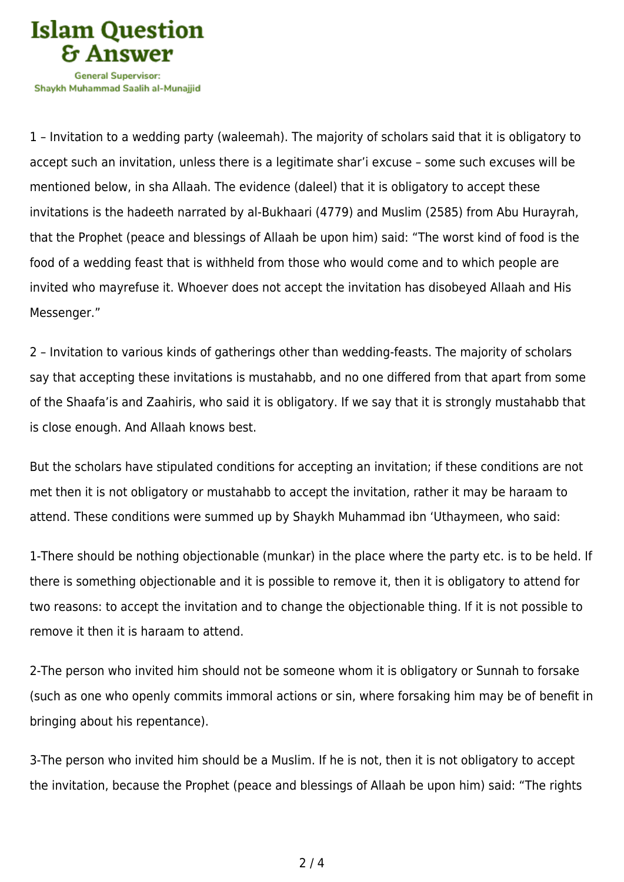1 – Invitation to a wedding party (waleemah). The majority of scholars said that it is obligatory to accept such an invitation, unless there is a legitimate shar'i excuse – some such excuses will be mentioned below, in sha Allaah. The evidence (daleel) that it is obligatory to accept these invitations is the hadeeth narrated by al-Bukhaari (4779) and Muslim (2585) from Abu Hurayrah, that the Prophet (peace and blessings of Allaah be upon him) said: "The worst kind of food is the food of a wedding feast that is withheld from those who would come and to which people are invited who mayrefuse it. Whoever does not accept the invitation has disobeyed Allaah and His Messenger."

2 – Invitation to various kinds of gatherings other than wedding-feasts. The majority of scholars say that accepting these invitations is mustahabb, and no one differed from that apart from some of the Shaafa'is and Zaahiris, who said it is obligatory. If we say that it is strongly mustahabb that is close enough. And Allaah knows best.

But the scholars have stipulated conditions for accepting an invitation; if these conditions are not met then it is not obligatory or mustahabb to accept the invitation, rather it may be haraam to attend. These conditions were summed up by Shaykh Muhammad ibn 'Uthaymeen, who said:

1-There should be nothing objectionable (munkar) in the place where the party etc. is to be held. If there is something objectionable and it is possible to remove it, then it is obligatory to attend for two reasons: to accept the invitation and to change the objectionable thing. If it is not possible to remove it then it is haraam to attend.

2-The person who invited him should not be someone whom it is obligatory or Sunnah to forsake (such as one who openly commits immoral actions or sin, where forsaking him may be of benefit in bringing about his repentance).

3-The person who invited him should be a Muslim. If he is not, then it is not obligatory to accept the invitation, because the Prophet (peace and blessings of Allaah be upon him) said: "The rights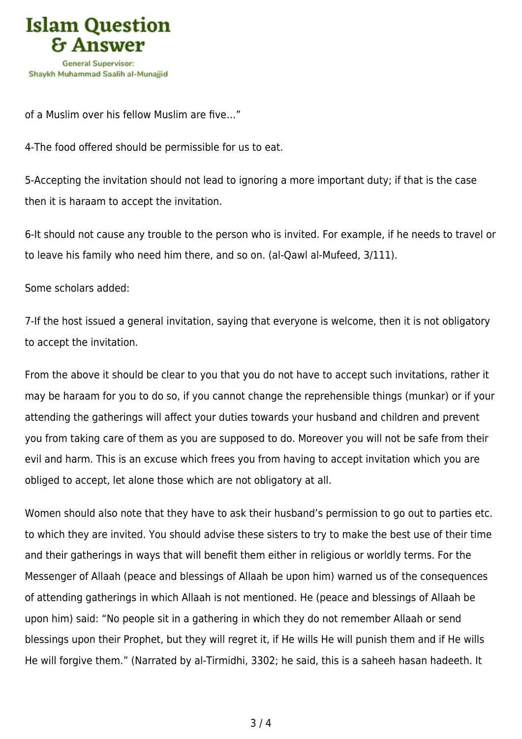of a Muslim over his fellow Muslim are five…"

4-The food offered should be permissible for us to eat.

5-Accepting the invitation should not lead to ignoring a more important duty; if that is the case then it is haraam to accept the invitation.

6-It should not cause any trouble to the person who is invited. For example, if he needs to travel or to leave his family who need him there, and so on. (al-Qawl al-Mufeed, 3/111).

Some scholars added:

7-If the host issued a general invitation, saying that everyone is welcome, then it is not obligatory to accept the invitation.

From the above it should be clear to you that you do not have to accept such invitations, rather it may be haraam for you to do so, if you cannot change the reprehensible things (munkar) or if your attending the gatherings will affect your duties towards your husband and children and prevent you from taking care of them as you are supposed to do. Moreover you will not be safe from their evil and harm. This is an excuse which frees you from having to accept invitation which you are obliged to accept, let alone those which are not obligatory at all.

Women should also note that they have to ask their husband's permission to go out to parties etc. to which they are invited. You should advise these sisters to try to make the best use of their time and their gatherings in ways that will benefit them either in religious or worldly terms. For the Messenger of Allaah (peace and blessings of Allaah be upon him) warned us of the consequences of attending gatherings in which Allaah is not mentioned. He (peace and blessings of Allaah be upon him) said: "No people sit in a gathering in which they do not remember Allaah or send blessings upon their Prophet, but they will regret it, if He wills He will punish them and if He wills He will forgive them." (Narrated by al-Tirmidhi, 3302; he said, this is a saheeh hasan hadeeth. It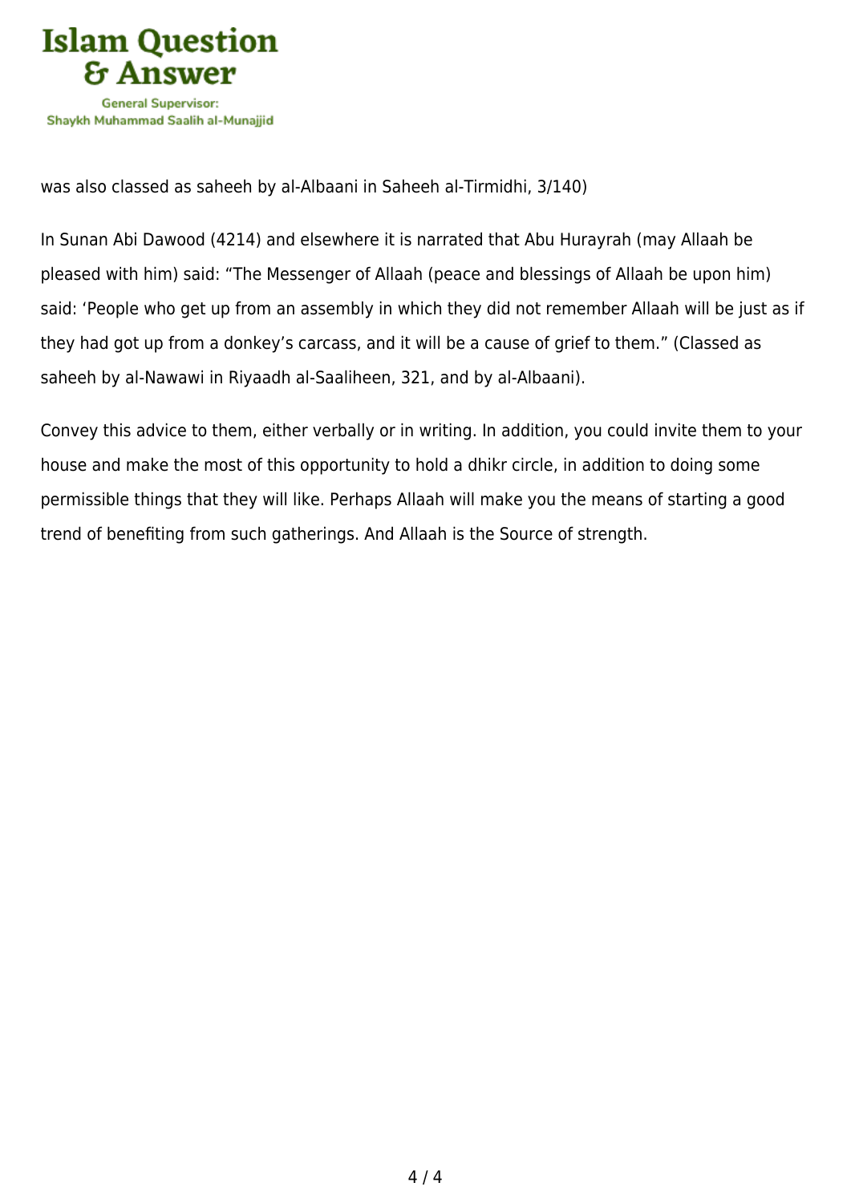was also classed as saheeh by al-Albaani in Saheeh al-Tirmidhi, 3/140)

In Sunan Abi Dawood (4214) and elsewhere it is narrated that Abu Hurayrah (may Allaah be pleased with him) said: "The Messenger of Allaah (peace and blessings of Allaah be upon him) said: 'People who get up from an assembly in which they did not remember Allaah will be just as if they had got up from a donkey's carcass, and it will be a cause of grief to them." (Classed as saheeh by al-Nawawi in Riyaadh al-Saaliheen, 321, and by al-Albaani).

Convey this advice to them, either verbally or in writing. In addition, you could invite them to your house and make the most of this opportunity to hold a dhikr circle, in addition to doing some permissible things that they will like. Perhaps Allaah will make you the means of starting a good trend of benefiting from such gatherings. And Allaah is the Source of strength.